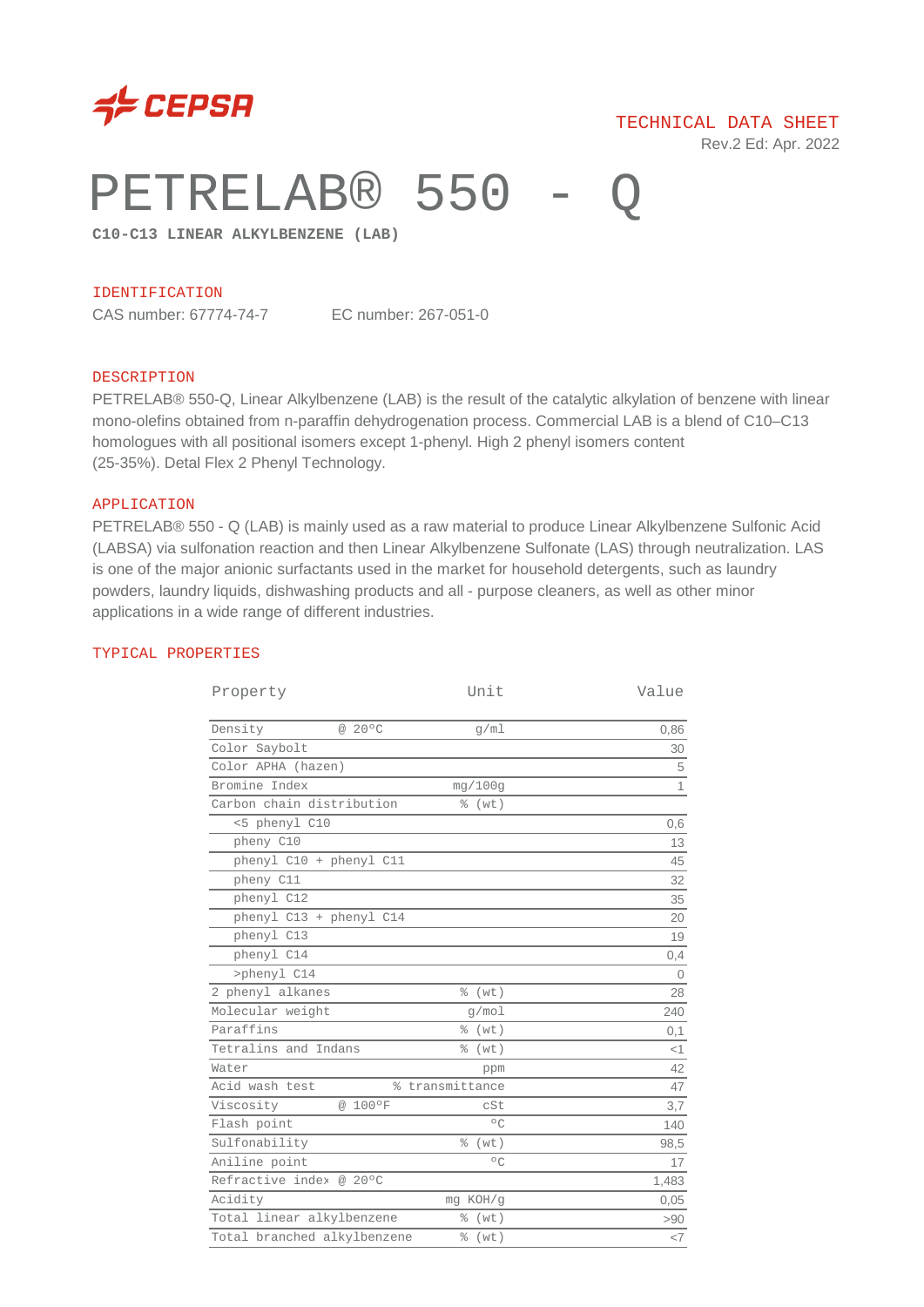CEPSA

TECHNICAL DATA SHEET

Rev.2 Ed: Apr. 2022

# PETRELAB® 550 - Q

**C10-C13 LINEAR ALKYLBENZENE (LAB)**

## IDENTIFICATION

CAS number: 67774-74-7 EC number: 267-051-0

## DESCRIPTION

PETRELAB® 550-Q, Linear Alkylbenzene (LAB) is the result of the catalytic alkylation of benzene with linear mono-olefins obtained from n-paraffin dehydrogenation process. Commercial LAB is a blend of C10–C13 homologues with all positional isomers except 1-phenyl. High 2 phenyl isomers content (25-35%). Detal Flex 2 Phenyl Technology.

## APPLICATION

PETRELAB® 550 - Q (LAB) is mainly used as a raw material to produce Linear Alkylbenzene Sulfonic Acid (LABSA) via sulfonation reaction and then Linear Alkylbenzene Sulfonate (LAS) through neutralization. LAS is one of the major anionic surfactants used in the market for household detergents, such as laundry powders, laundry liquids, dishwashing products and all - purpose cleaners, as well as other minor applications in a wide range of different industries.

## TYPICAL PROPERTIES

| Property | Unit | Value |
|---|---|---|
| Density @ 20ºC | g/ml | 0,86 |
| Color Saybolt | | 30 |
| Color APHA (hazen) | | 5 |
| Bromine Index | mg/100g | 1 |
| Carbon chain distribution | % (wt) | |
| <5 phenyl C10 | | 0,6 |
| pheny C10 | | 13 |
| phenyl C10 + phenyl C11 | | 45 |
| pheny C11 | | 32 |
| phenyl C12 | | 35 |
| phenyl C13 + phenyl C14 | | 20 |
| phenyl C13 | | 19 |
| phenyl C14 | | 0,4 |
| >phenyl C14 | | 0 |
| 2 phenyl alkanes | % (wt) | 28 |
| Molecular weight | g/mol | 240 |
| Paraffins | % (wt) | 0,1 |
| Tetralins and Indans | % (wt) | <1 |
| Water | ppm | 42 |
| Acid wash test | % transmittance | 47 |
| Viscosity @ 100ºF | cSt | 3,7 |
| Flash point | ºC | 140 |
| Sulfonability | % (wt) | 98,5 |
| Aniline point | ºC | 17 |
| Refractive index @ 20ºC | | 1,483 |
| Acidity | mg KOH/g | 0,05 |
| Total linear alkylbenzene | % (wt) | >90 |
| Total branched alkylbenzene | % (wt) | <7 |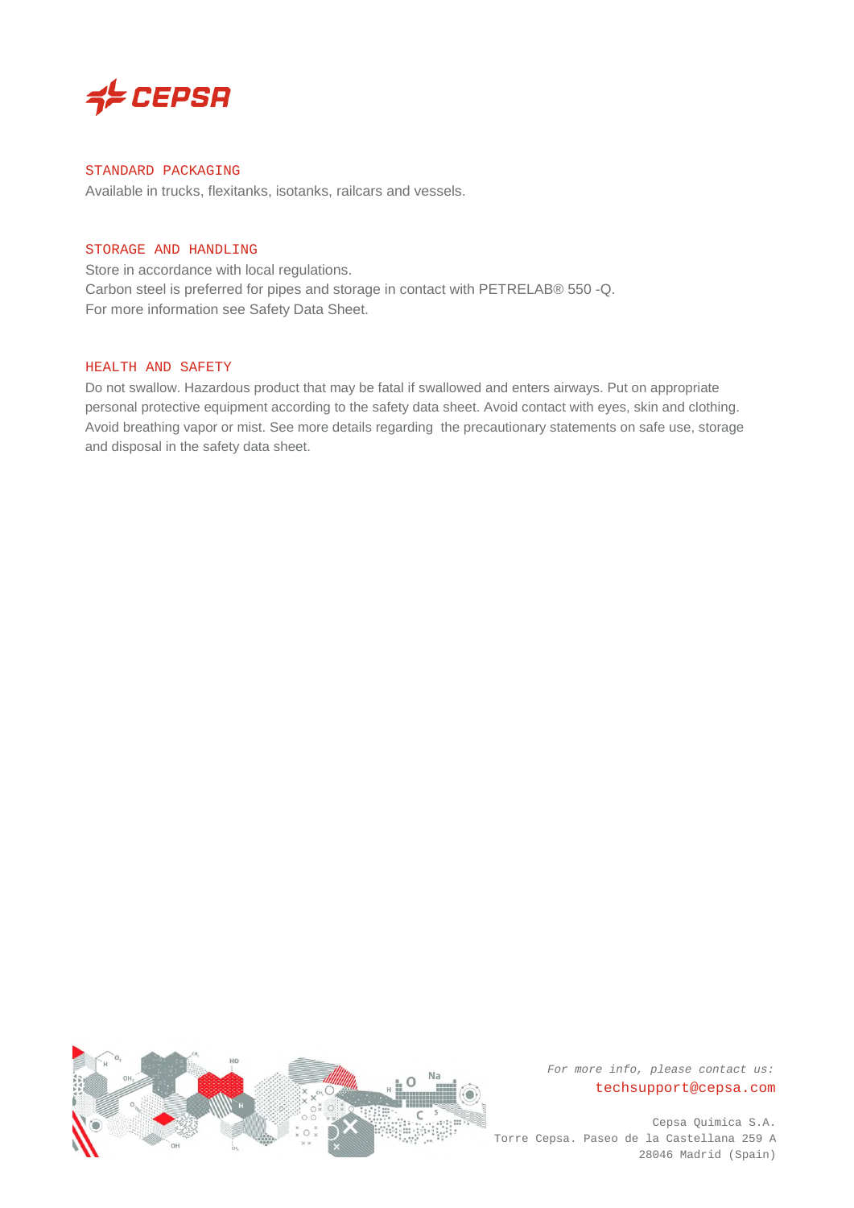## STANDARD PACKAGING

Available in trucks, flexitanks, isotanks, railcars and vessels.

## STORAGE AND HANDLING

Store in accordance with local regulations.
Carbon steel is preferred for pipes and storage in contact with PETRELAB® 550 -Q.
For more information see Safety Data Sheet.

## HEALTH AND SAFETY

Do not swallow. Hazardous product that may be fatal if swallowed and enters airways. Put on appropriate personal protective equipment according to the safety data sheet. Avoid contact with eyes, skin and clothing. Avoid breathing vapor or mist. See more details regarding the precautionary statements on safe use, storage and disposal in the safety data sheet.

*For more info, please contact us:*
techsupport@cepsa.com

Cepsa Quimica S.A.
Torre Cepsa. Paseo de la Castellana 259 A
28046 Madrid (Spain)